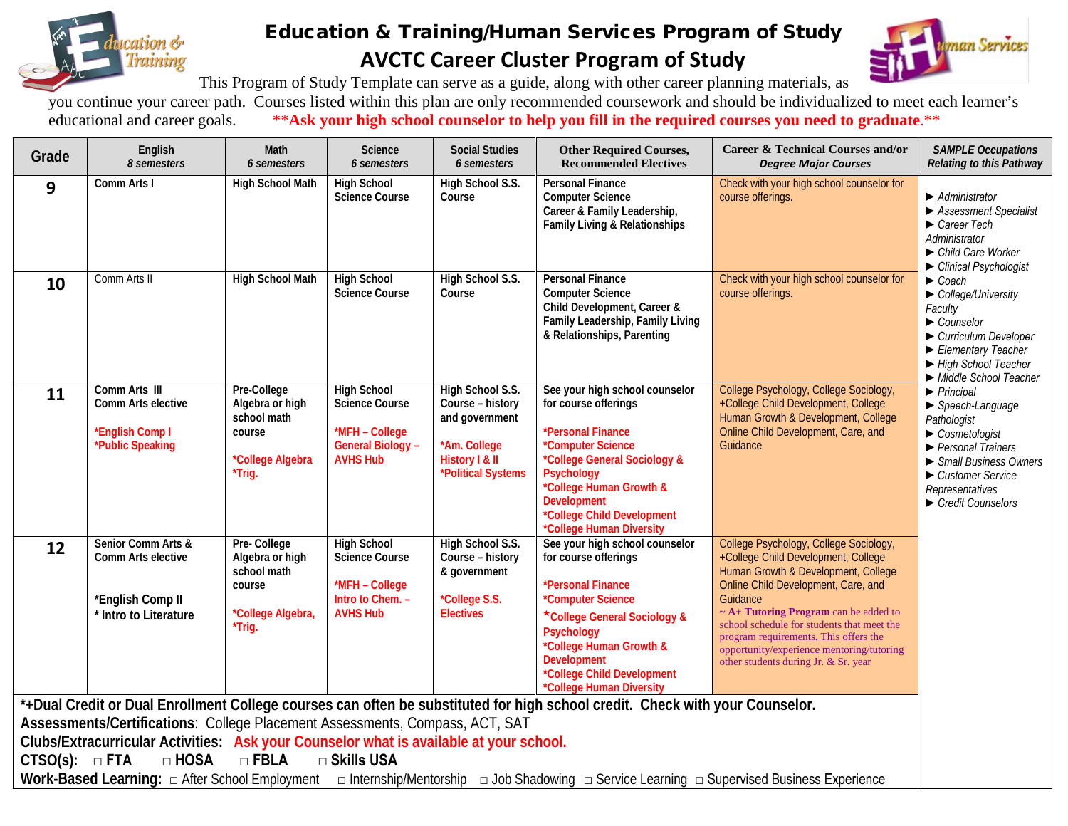# Education & Training/Human Services Program of Study

## AVCTC Career Cluster Program of Study

This Program of Study Template can serve as a guide, along with other career planning materials, as you continue your career path. Courses listed within this plan are only recommended coursework and should be individualized to meet each learner's educational and career goals. **Ask your high school counselor to help you fill in the required courses you need to graduate.**

| Grade | English 8 semesters | Math 6 semesters | Science 6 semesters | Social Studies 6 semesters | Other Required Courses, Recommended Electives | Career & Technical Courses and/or *Degree Major Courses* | *SAMPLE Occupations Relating to this Pathway* |
|---|---|---|---|---|---|---|---|
| 9 | Comm Arts I | High School Math | High School Science Course | High School S.S. Course | Personal Finance<br>Computer Science<br>Career & Family Leadership, Family Living & Relationships | Check with your high school counselor for course offerings. | ► *Administrator*<br>► *Assessment Specialist*<br>► *Career Tech Administrator*<br>► *Child Care Worker*<br>► *Clinical Psychologist*<br>► *Coach*<br>► *College/University Faculty*<br>► *Counselor*<br>► *Curriculum Developer*<br>► *Elementary Teacher*<br>► *High School Teacher*<br>► *Middle School Teacher*<br>► *Principal*<br>► *Speech-Language Pathologist*<br>► *Cosmetologist*<br>► *Personal Trainers*<br>► *Small Business Owners*<br>► *Customer Service Representatives*<br>► *Credit Counselors* |
| 10 | Comm Arts II | High School Math | High School Science Course | High School S.S. Course | Personal Finance<br>Computer Science<br>Child Development, Career & Family Leadership, Family Living & Relationships, Parenting | Check with your high school counselor for course offerings. | |
| 11 | Comm Arts III<br>Comm Arts elective<br><br>*English Comp I<br>*Public Speaking | Pre-College Algebra or high school math course<br><br>*College Algebra<br>*Trig. | High School Science Course<br><br>*MFH – College General Biology – AVHS Hub | High School S.S. Course – history and government<br><br>*Am. College History I & II<br>*Political Systems | See your high school counselor for course offerings<br><br>*Personal Finance<br>*Computer Science<br>*College General Sociology & Psychology<br>*College Human Growth & Development<br>*College Child Development<br>*College Human Diversity | College Psychology, College Sociology, +College Child Development, College Human Growth & Development, College Online Child Development, Care, and Guidance | |
| 12 | Senior Comm Arts & Comm Arts elective<br><br>*English Comp II<br>* Intro to Literature | Pre- College Algebra or high school math course<br><br>*College Algebra,<br>*Trig. | High School Science Course<br><br>*MFH – College Intro to Chem. – AVHS Hub | High School S.S. Course – history & government<br><br>*College S.S. Electives | See your high school counselor for course offerings<br><br>*Personal Finance<br>*Computer Science<br>*College General Sociology & Psychology<br>*College Human Growth & Development<br>*College Child Development<br>*College Human Diversity | College Psychology, College Sociology, +College Child Development, College Human Growth & Development, College Online Child Development, Care, and Guidance<br>~ **A+ Tutoring Program** can be added to school schedule for students that meet the program requirements. This offers the opportunity/experience mentoring/tutoring other students during Jr. & Sr. year | |

***+Dual Credit or Dual Enrollment College courses can often be substituted for high school credit. Check with your Counselor.**

**Assessments/Certifications**: College Placement Assessments, Compass, ACT, SAT

**Clubs/Extracurricular Activities:** **Ask your Counselor what is available at your school.**

**CTSO(s):** □ **FTA** □ **HOSA** □ **FBLA** □ **Skills USA**

**Work-Based Learning:** □ After School Employment □ Internship/Mentorship □ Job Shadowing □ Service Learning □ Supervised Business Experience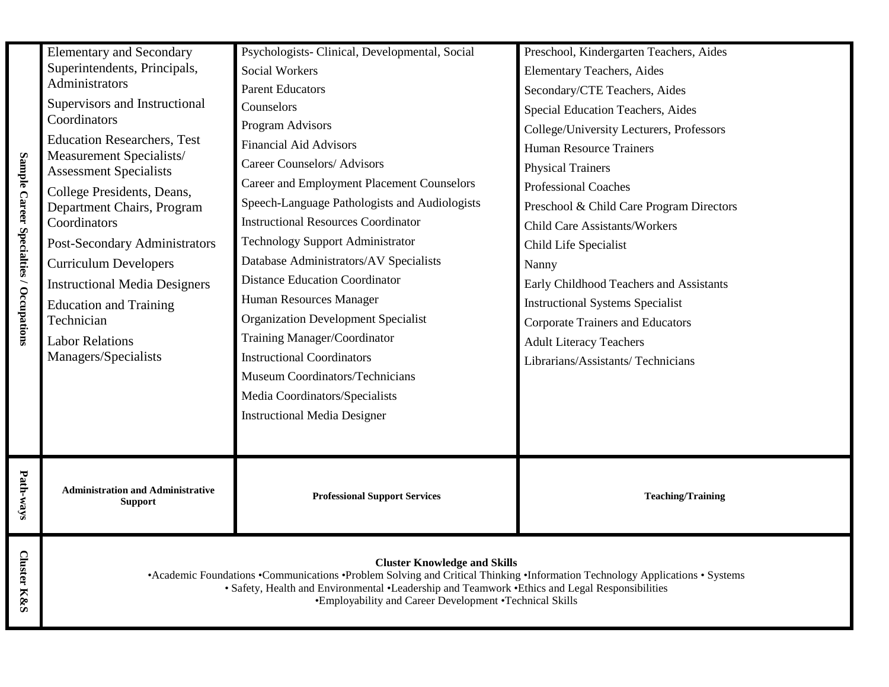| | | | |
|---|---|---|---|
| **Sample Career Specialties / Occupations** | Elementary and Secondary Superintendents, Principals, Administrators<br>Supervisors and Instructional Coordinators<br>Education Researchers, Test Measurement Specialists/ Assessment Specialists<br>College Presidents, Deans, Department Chairs, Program Coordinators<br>Post-Secondary Administrators<br>Curriculum Developers<br>Instructional Media Designers<br>Education and Training Technician<br>Labor Relations Managers/Specialists | Psychologists- Clinical, Developmental, Social<br>Social Workers<br>Parent Educators<br>Counselors<br>Program Advisors<br>Financial Aid Advisors<br>Career Counselors/ Advisors<br>Career and Employment Placement Counselors<br>Speech-Language Pathologists and Audiologists<br>Instructional Resources Coordinator<br>Technology Support Administrator<br>Database Administrators/AV Specialists<br>Distance Education Coordinator<br>Human Resources Manager<br>Organization Development Specialist<br>Training Manager/Coordinator<br>Instructional Coordinators<br>Museum Coordinators/Technicians<br>Media Coordinators/Specialists<br>Instructional Media Designer | Preschool, Kindergarten Teachers, Aides<br>Elementary Teachers, Aides<br>Secondary/CTE Teachers, Aides<br>Special Education Teachers, Aides<br>College/University Lecturers, Professors<br>Human Resource Trainers<br>Physical Trainers<br>Professional Coaches<br>Preschool & Child Care Program Directors<br>Child Care Assistants/Workers<br>Child Life Specialist<br>Nanny<br>Early Childhood Teachers and Assistants<br>Instructional Systems Specialist<br>Corporate Trainers and Educators<br>Adult Literacy Teachers<br>Librarians/Assistants/ Technicians |
| **Path-ways** | **Administration and Administrative Support** | **Professional Support Services** | **Teaching/Training** |
| **Cluster K&S** | **Cluster Knowledge and Skills**<br>•Academic Foundations •Communications •Problem Solving and Critical Thinking •Information Technology Applications • Systems • Safety, Health and Environmental •Leadership and Teamwork •Ethics and Legal Responsibilities •Employability and Career Development •Technical Skills | | |